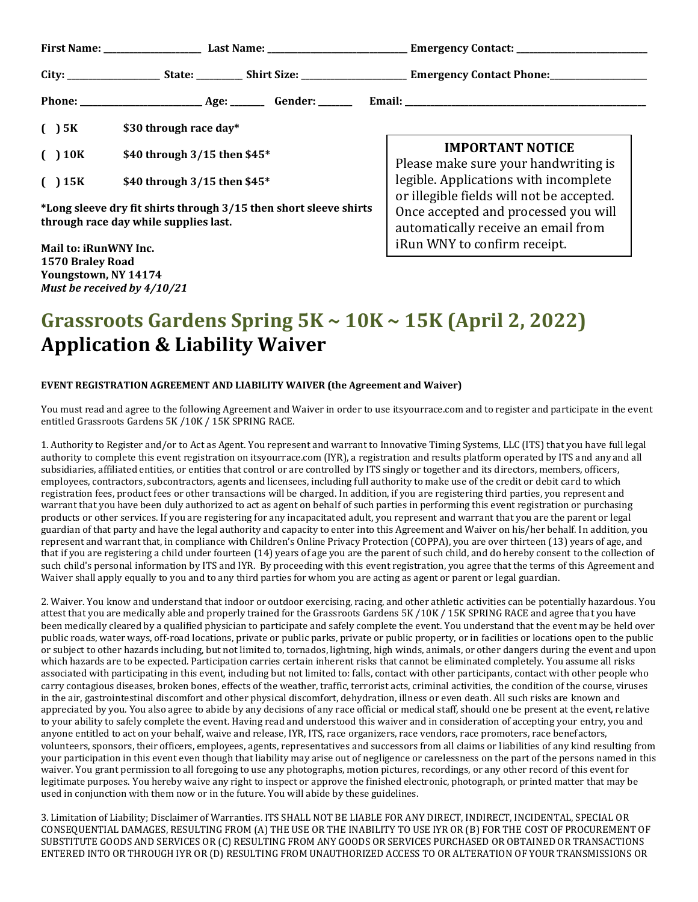**First Name:** ____________________ **Last Name:** ____________________________ **Emergency Contact:** __________________________

**City:** __________________ **State:** _________ **Shirt Size:** _____________________ **Emergency Contact Phone:** ____________________

**Phone:** _______________________ **Age:** _______ **Gender:** _______ **Email:** ________________________________________________

**( ) 5K** **$30 through race day***

**( ) 10K** **$40 through 3/15 then $45***

**( ) 15K** **$40 through 3/15 then $45***

***Long sleeve dry fit shirts through 3/15 then short sleeve shirts through race day while supplies last.**

**Mail to: iRunWNY Inc.**
**1570 Braley Road**
**Youngstown, NY 14174**
***Must be received by 4/10/21***

> **IMPORTANT NOTICE**
> Please make sure your handwriting is legible. Applications with incomplete or illegible fields will not be accepted. Once accepted and processed you will automatically receive an email from iRun WNY to confirm receipt.

# Grassroots Gardens Spring 5K ~ 10K ~ 15K (April 2, 2022)
# Application & Liability Waiver

**EVENT REGISTRATION AGREEMENT AND LIABILITY WAIVER (the Agreement and Waiver)**

You must read and agree to the following Agreement and Waiver in order to use itsyourrace.com and to register and participate in the event entitled Grassroots Gardens 5K /10K / 15K SPRING RACE.

1. Authority to Register and/or to Act as Agent. You represent and warrant to Innovative Timing Systems, LLC (ITS) that you have full legal authority to complete this event registration on itsyourrace.com (IYR), a registration and results platform operated by ITS and any and all subsidiaries, affiliated entities, or entities that control or are controlled by ITS singly or together and its directors, members, officers, employees, contractors, subcontractors, agents and licensees, including full authority to make use of the credit or debit card to which registration fees, product fees or other transactions will be charged. In addition, if you are registering third parties, you represent and warrant that you have been duly authorized to act as agent on behalf of such parties in performing this event registration or purchasing products or other services. If you are registering for any incapacitated adult, you represent and warrant that you are the parent or legal guardian of that party and have the legal authority and capacity to enter into this Agreement and Waiver on his/her behalf. In addition, you represent and warrant that, in compliance with Children's Online Privacy Protection (COPPA), you are over thirteen (13) years of age, and that if you are registering a child under fourteen (14) years of age you are the parent of such child, and do hereby consent to the collection of such child's personal information by ITS and IYR. By proceeding with this event registration, you agree that the terms of this Agreement and Waiver shall apply equally to you and to any third parties for whom you are acting as agent or parent or legal guardian.

2. Waiver. You know and understand that indoor or outdoor exercising, racing, and other athletic activities can be potentially hazardous. You attest that you are medically able and properly trained for the Grassroots Gardens 5K /10K / 15K SPRING RACE and agree that you have been medically cleared by a qualified physician to participate and safely complete the event. You understand that the event may be held over public roads, water ways, off-road locations, private or public parks, private or public property, or in facilities or locations open to the public or subject to other hazards including, but not limited to, tornados, lightning, high winds, animals, or other dangers during the event and upon which hazards are to be expected. Participation carries certain inherent risks that cannot be eliminated completely. You assume all risks associated with participating in this event, including but not limited to: falls, contact with other participants, contact with other people who carry contagious diseases, broken bones, effects of the weather, traffic, terrorist acts, criminal activities, the condition of the course, viruses in the air, gastrointestinal discomfort and other physical discomfort, dehydration, illness or even death. All such risks are known and appreciated by you. You also agree to abide by any decisions of any race official or medical staff, should one be present at the event, relative to your ability to safely complete the event. Having read and understood this waiver and in consideration of accepting your entry, you and anyone entitled to act on your behalf, waive and release, IYR, ITS, race organizers, race vendors, race promoters, race benefactors, volunteers, sponsors, their officers, employees, agents, representatives and successors from all claims or liabilities of any kind resulting from your participation in this event even though that liability may arise out of negligence or carelessness on the part of the persons named in this waiver. You grant permission to all foregoing to use any photographs, motion pictures, recordings, or any other record of this event for legitimate purposes. You hereby waive any right to inspect or approve the finished electronic, photograph, or printed matter that may be used in conjunction with them now or in the future. You will abide by these guidelines.

3. Limitation of Liability; Disclaimer of Warranties. ITS SHALL NOT BE LIABLE FOR ANY DIRECT, INDIRECT, INCIDENTAL, SPECIAL OR CONSEQUENTIAL DAMAGES, RESULTING FROM (A) THE USE OR THE INABILITY TO USE IYR OR (B) FOR THE COST OF PROCUREMENT OF SUBSTITUTE GOODS AND SERVICES OR (C) RESULTING FROM ANY GOODS OR SERVICES PURCHASED OR OBTAINED OR TRANSACTIONS ENTERED INTO OR THROUGH IYR OR (D) RESULTING FROM UNAUTHORIZED ACCESS TO OR ALTERATION OF YOUR TRANSMISSIONS OR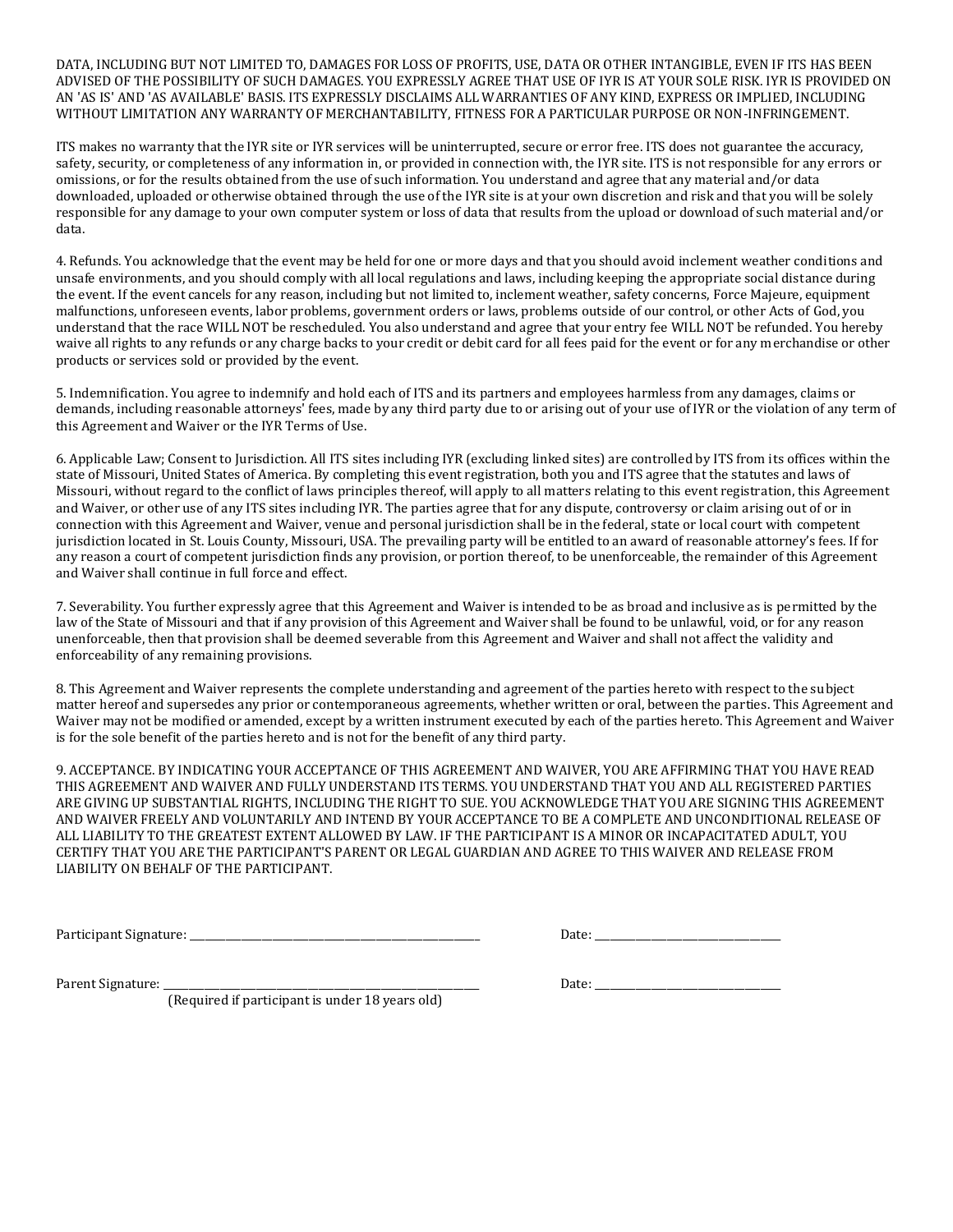DATA, INCLUDING BUT NOT LIMITED TO, DAMAGES FOR LOSS OF PROFITS, USE, DATA OR OTHER INTANGIBLE, EVEN IF ITS HAS BEEN ADVISED OF THE POSSIBILITY OF SUCH DAMAGES. YOU EXPRESSLY AGREE THAT USE OF IYR IS AT YOUR SOLE RISK. IYR IS PROVIDED ON AN 'AS IS' AND 'AS AVAILABLE' BASIS. ITS EXPRESSLY DISCLAIMS ALL WARRANTIES OF ANY KIND, EXPRESS OR IMPLIED, INCLUDING WITHOUT LIMITATION ANY WARRANTY OF MERCHANTABILITY, FITNESS FOR A PARTICULAR PURPOSE OR NON-INFRINGEMENT.

ITS makes no warranty that the IYR site or IYR services will be uninterrupted, secure or error free. ITS does not guarantee the accuracy, safety, security, or completeness of any information in, or provided in connection with, the IYR site. ITS is not responsible for any errors or omissions, or for the results obtained from the use of such information. You understand and agree that any material and/or data downloaded, uploaded or otherwise obtained through the use of the IYR site is at your own discretion and risk and that you will be solely responsible for any damage to your own computer system or loss of data that results from the upload or download of such material and/or data.

4. Refunds. You acknowledge that the event may be held for one or more days and that you should avoid inclement weather conditions and unsafe environments, and you should comply with all local regulations and laws, including keeping the appropriate social distance during the event. If the event cancels for any reason, including but not limited to, inclement weather, safety concerns, Force Majeure, equipment malfunctions, unforeseen events, labor problems, government orders or laws, problems outside of our control, or other Acts of God, you understand that the race WILL NOT be rescheduled. You also understand and agree that your entry fee WILL NOT be refunded. You hereby waive all rights to any refunds or any charge backs to your credit or debit card for all fees paid for the event or for any merchandise or other products or services sold or provided by the event.

5. Indemnification. You agree to indemnify and hold each of ITS and its partners and employees harmless from any damages, claims or demands, including reasonable attorneys' fees, made by any third party due to or arising out of your use of IYR or the violation of any term of this Agreement and Waiver or the IYR Terms of Use.

6. Applicable Law; Consent to Jurisdiction. All ITS sites including IYR (excluding linked sites) are controlled by ITS from its offices within the state of Missouri, United States of America. By completing this event registration, both you and ITS agree that the statutes and laws of Missouri, without regard to the conflict of laws principles thereof, will apply to all matters relating to this event registration, this Agreement and Waiver, or other use of any ITS sites including IYR. The parties agree that for any dispute, controversy or claim arising out of or in connection with this Agreement and Waiver, venue and personal jurisdiction shall be in the federal, state or local court with competent jurisdiction located in St. Louis County, Missouri, USA. The prevailing party will be entitled to an award of reasonable attorney's fees. If for any reason a court of competent jurisdiction finds any provision, or portion thereof, to be unenforceable, the remainder of this Agreement and Waiver shall continue in full force and effect.

7. Severability. You further expressly agree that this Agreement and Waiver is intended to be as broad and inclusive as is permitted by the law of the State of Missouri and that if any provision of this Agreement and Waiver shall be found to be unlawful, void, or for any reason unenforceable, then that provision shall be deemed severable from this Agreement and Waiver and shall not affect the validity and enforceability of any remaining provisions.

8. This Agreement and Waiver represents the complete understanding and agreement of the parties hereto with respect to the subject matter hereof and supersedes any prior or contemporaneous agreements, whether written or oral, between the parties. This Agreement and Waiver may not be modified or amended, except by a written instrument executed by each of the parties hereto. This Agreement and Waiver is for the sole benefit of the parties hereto and is not for the benefit of any third party.

9. ACCEPTANCE. BY INDICATING YOUR ACCEPTANCE OF THIS AGREEMENT AND WAIVER, YOU ARE AFFIRMING THAT YOU HAVE READ THIS AGREEMENT AND WAIVER AND FULLY UNDERSTAND ITS TERMS. YOU UNDERSTAND THAT YOU AND ALL REGISTERED PARTIES ARE GIVING UP SUBSTANTIAL RIGHTS, INCLUDING THE RIGHT TO SUE. YOU ACKNOWLEDGE THAT YOU ARE SIGNING THIS AGREEMENT AND WAIVER FREELY AND VOLUNTARILY AND INTEND BY YOUR ACCEPTANCE TO BE A COMPLETE AND UNCONDITIONAL RELEASE OF ALL LIABILITY TO THE GREATEST EXTENT ALLOWED BY LAW. IF THE PARTICIPANT IS A MINOR OR INCAPACITATED ADULT, YOU CERTIFY THAT YOU ARE THE PARTICIPANT'S PARENT OR LEGAL GUARDIAN AND AGREE TO THIS WAIVER AND RELEASE FROM LIABILITY ON BEHALF OF THE PARTICIPANT.

Participant Signature: ________________________________________ Date: ____________________

Parent Signature: ________________________________________ Date: ____________________
(Required if participant is under 18 years old)